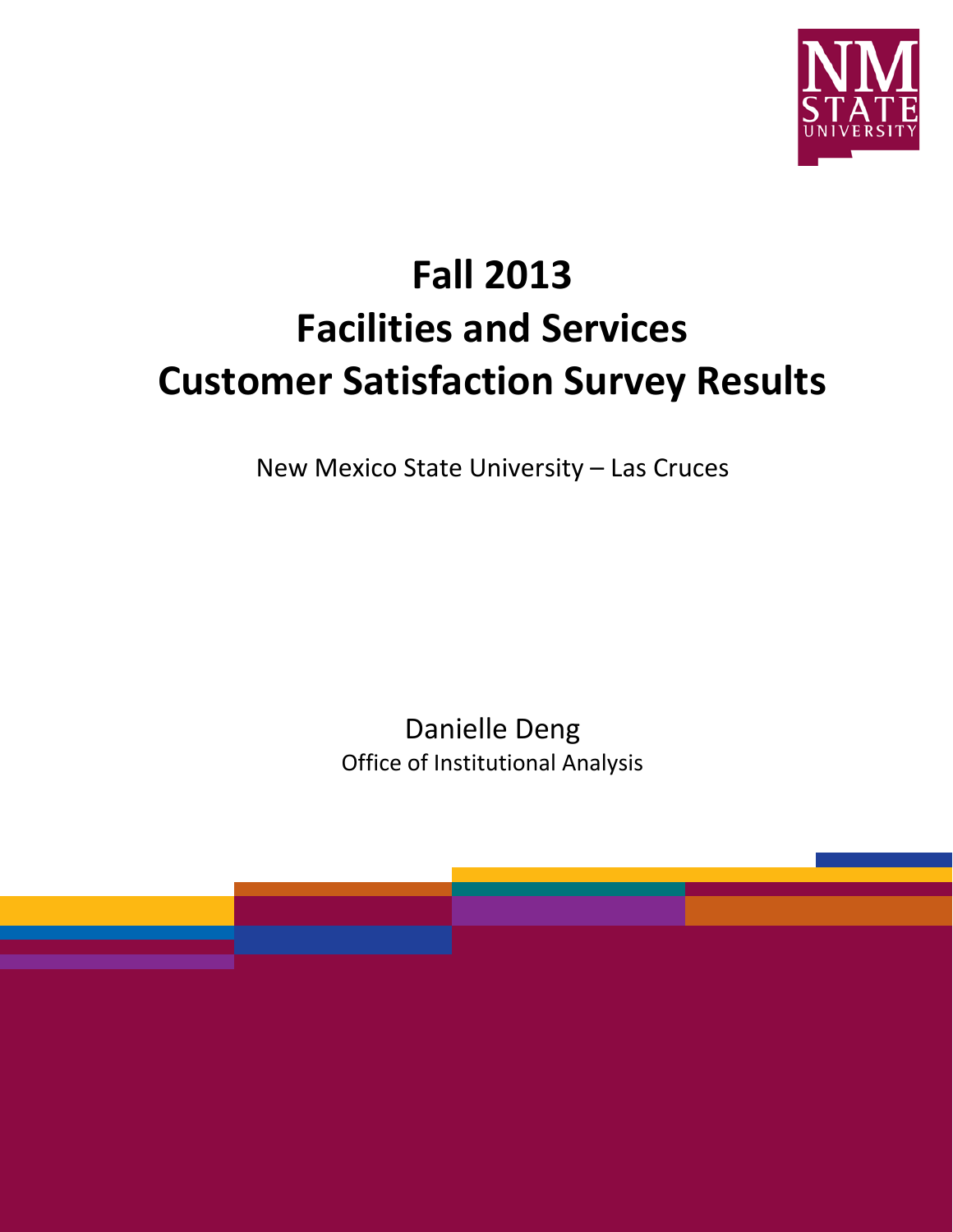# Fall 2013
# Facilities and Services
# Customer Satisfaction Survey Results

New Mexico State University – Las Cruces

Danielle Deng

Office of Institutional Analysis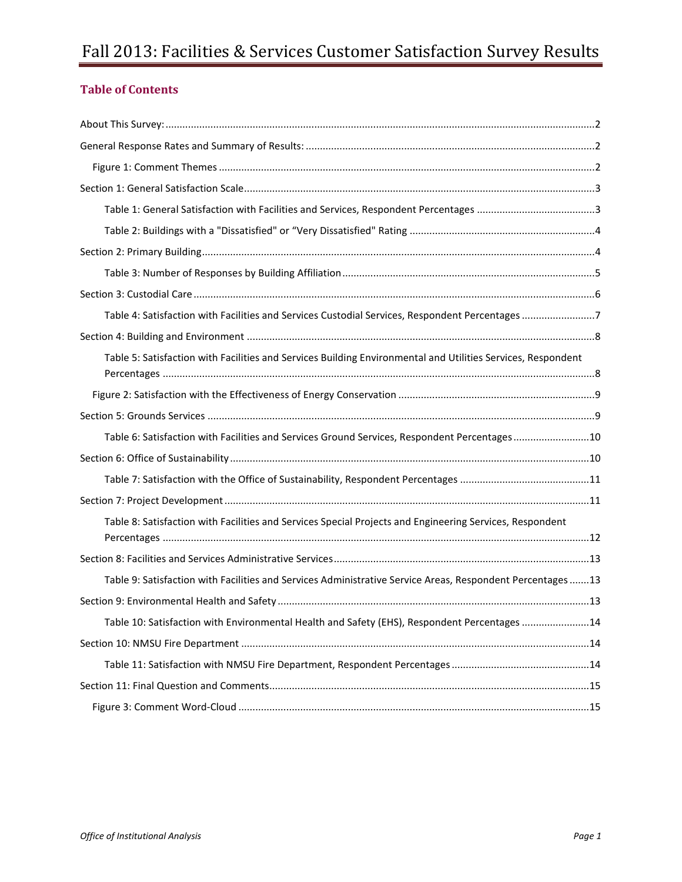# Fall 2013: Facilities & Services Customer Satisfaction Survey Results

## Table of Contents

About This Survey: ........ 2

General Response Rates and Summary of Results: ........ 2

- Figure 1: Comment Themes ........ 2

Section 1: General Satisfaction Scale ........ 3

- Table 1: General Satisfaction with Facilities and Services, Respondent Percentages ........ 3
- Table 2: Buildings with a "Dissatisfied" or "Very Dissatisfied" Rating ........ 4

Section 2: Primary Building ........ 4

- Table 3: Number of Responses by Building Affiliation ........ 5

Section 3: Custodial Care ........ 6

- Table 4: Satisfaction with Facilities and Services Custodial Services, Respondent Percentages ........ 7

Section 4: Building and Environment ........ 8

- Table 5: Satisfaction with Facilities and Services Building Environmental and Utilities Services, Respondent Percentages ........ 8
- Figure 2: Satisfaction with the Effectiveness of Energy Conservation ........ 9

Section 5: Grounds Services ........ 9

- Table 6: Satisfaction with Facilities and Services Ground Services, Respondent Percentages ........ 10

Section 6: Office of Sustainability ........ 10

- Table 7: Satisfaction with the Office of Sustainability, Respondent Percentages ........ 11

Section 7: Project Development ........ 11

- Table 8: Satisfaction with Facilities and Services Special Projects and Engineering Services, Respondent Percentages ........ 12

Section 8: Facilities and Services Administrative Services ........ 13

- Table 9: Satisfaction with Facilities and Services Administrative Service Areas, Respondent Percentages ........ 13

Section 9: Environmental Health and Safety ........ 13

- Table 10: Satisfaction with Environmental Health and Safety (EHS), Respondent Percentages ........ 14

Section 10: NMSU Fire Department ........ 14

- Table 11: Satisfaction with NMSU Fire Department, Respondent Percentages ........ 14

Section 11: Final Question and Comments ........ 15

- Figure 3: Comment Word-Cloud ........ 15

*Office of Institutional Analysis*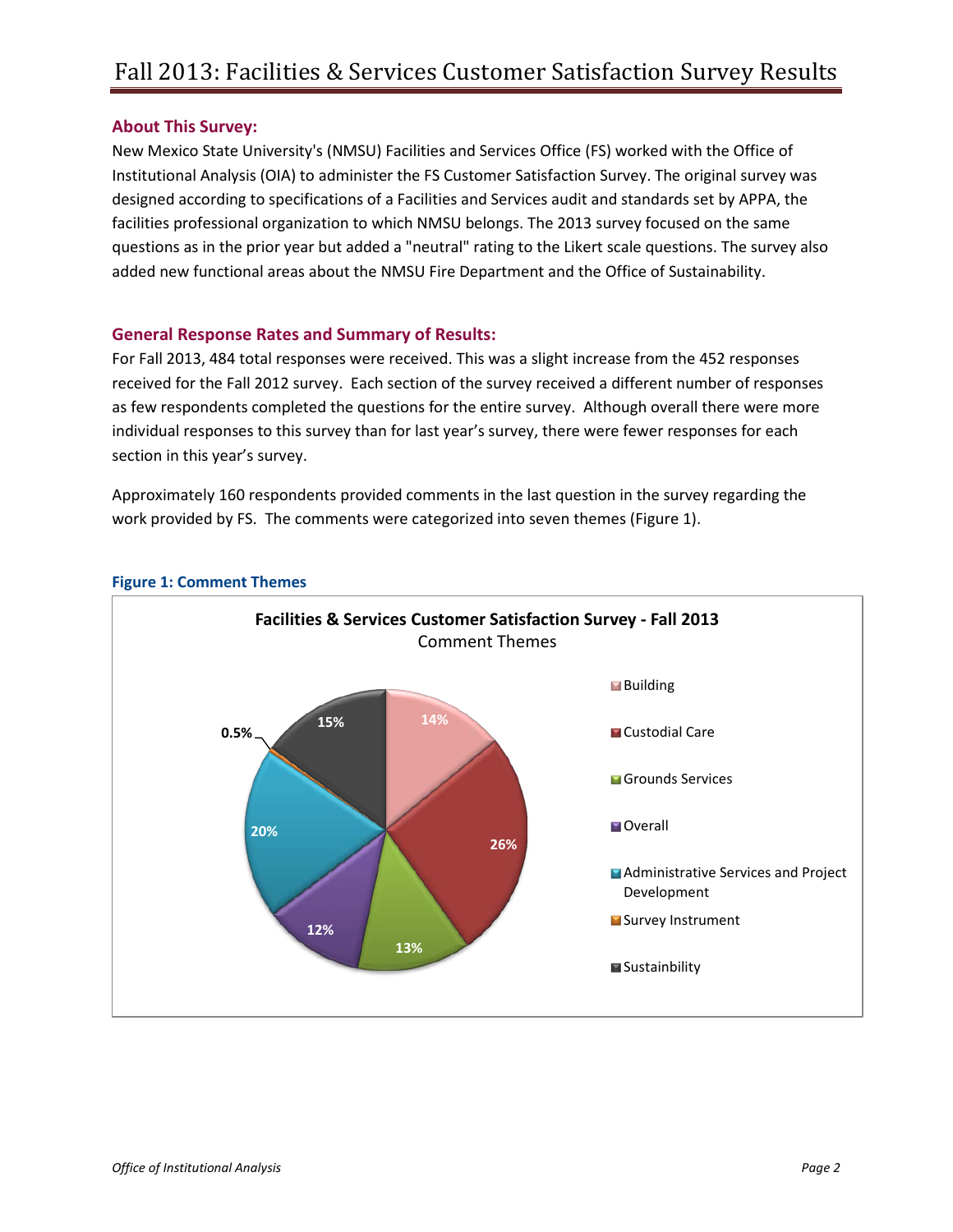# Fall 2013: Facilities & Services Customer Satisfaction Survey Results

## About This Survey:

New Mexico State University's (NMSU) Facilities and Services Office (FS) worked with the Office of Institutional Analysis (OIA) to administer the FS Customer Satisfaction Survey. The original survey was designed according to specifications of a Facilities and Services audit and standards set by APPA, the facilities professional organization to which NMSU belongs. The 2013 survey focused on the same questions as in the prior year but added a "neutral" rating to the Likert scale questions. The survey also added new functional areas about the NMSU Fire Department and the Office of Sustainability.

## General Response Rates and Summary of Results:

For Fall 2013, 484 total responses were received. This was a slight increase from the 452 responses received for the Fall 2012 survey. Each section of the survey received a different number of responses as few respondents completed the questions for the entire survey. Although overall there were more individual responses to this survey than for last year's survey, there were fewer responses for each section in this year's survey.

Approximately 160 respondents provided comments in the last question in the survey regarding the work provided by FS. The comments were categorized into seven themes (Figure 1).

**Figure 1: Comment Themes**

**Facilities & Services Customer Satisfaction Survey - Fall 2013**
Comment Themes

| Theme | Percentage |
|---|---|
| Building | 14% |
| Custodial Care | 26% |
| Grounds Services | 13% |
| Overall | 12% |
| Administrative Services and Project Development | 20% |
| Survey Instrument | 0.5% |
| Sustainbility | 15% |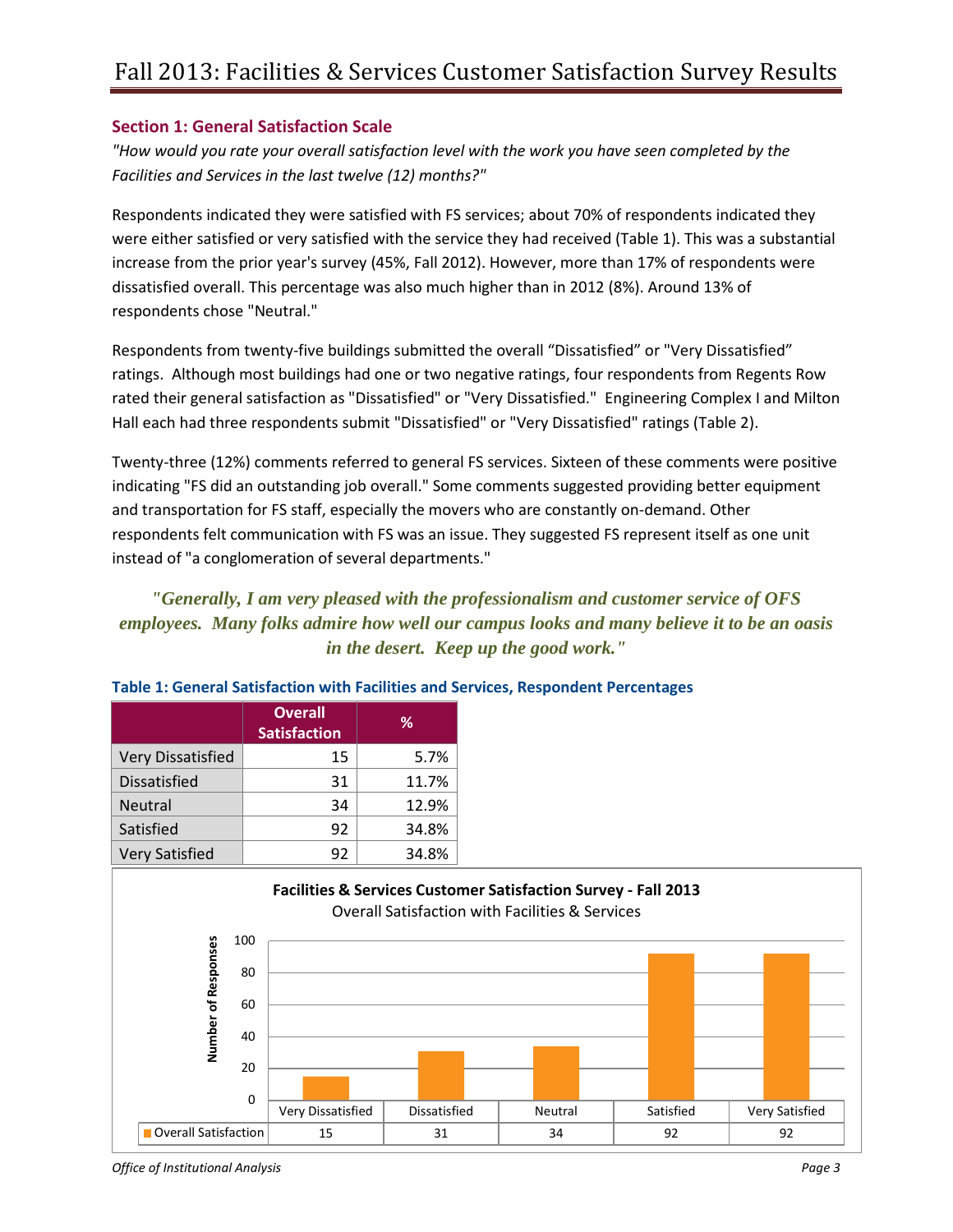# Fall 2013: Facilities & Services Customer Satisfaction Survey Results

## Section 1: General Satisfaction Scale

*"How would you rate your overall satisfaction level with the work you have seen completed by the Facilities and Services in the last twelve (12) months?"*

Respondents indicated they were satisfied with FS services; about 70% of respondents indicated they were either satisfied or very satisfied with the service they had received (Table 1). This was a substantial increase from the prior year's survey (45%, Fall 2012). However, more than 17% of respondents were dissatisfied overall. This percentage was also much higher than in 2012 (8%). Around 13% of respondents chose "Neutral."

Respondents from twenty-five buildings submitted the overall "Dissatisfied" or "Very Dissatisfied" ratings. Although most buildings had one or two negative ratings, four respondents from Regents Row rated their general satisfaction as "Dissatisfied" or "Very Dissatisfied." Engineering Complex I and Milton Hall each had three respondents submit "Dissatisfied" or "Very Dissatisfied" ratings (Table 2).

Twenty-three (12%) comments referred to general FS services. Sixteen of these comments were positive indicating "FS did an outstanding job overall." Some comments suggested providing better equipment and transportation for FS staff, especially the movers who are constantly on-demand. Other respondents felt communication with FS was an issue. They suggested FS represent itself as one unit instead of "a conglomeration of several departments."

***"Generally, I am very pleased with the professionalism and customer service of OFS employees. Many folks admire how well our campus looks and many believe it to be an oasis in the desert. Keep up the good work."***

**Table 1: General Satisfaction with Facilities and Services, Respondent Percentages**

| | Overall Satisfaction | % |
|---|---|---|
| Very Dissatisfied | 15 | 5.7% |
| Dissatisfied | 31 | 11.7% |
| Neutral | 34 | 12.9% |
| Satisfied | 92 | 34.8% |
| Very Satisfied | 92 | 34.8% |

**Facilities & Services Customer Satisfaction Survey - Fall 2013**
Overall Satisfaction with Facilities & Services

| | Very Dissatisfied | Dissatisfied | Neutral | Satisfied | Very Satisfied |
|---|---|---|---|---|---|
| Overall Satisfaction | 15 | 31 | 34 | 92 | 92 |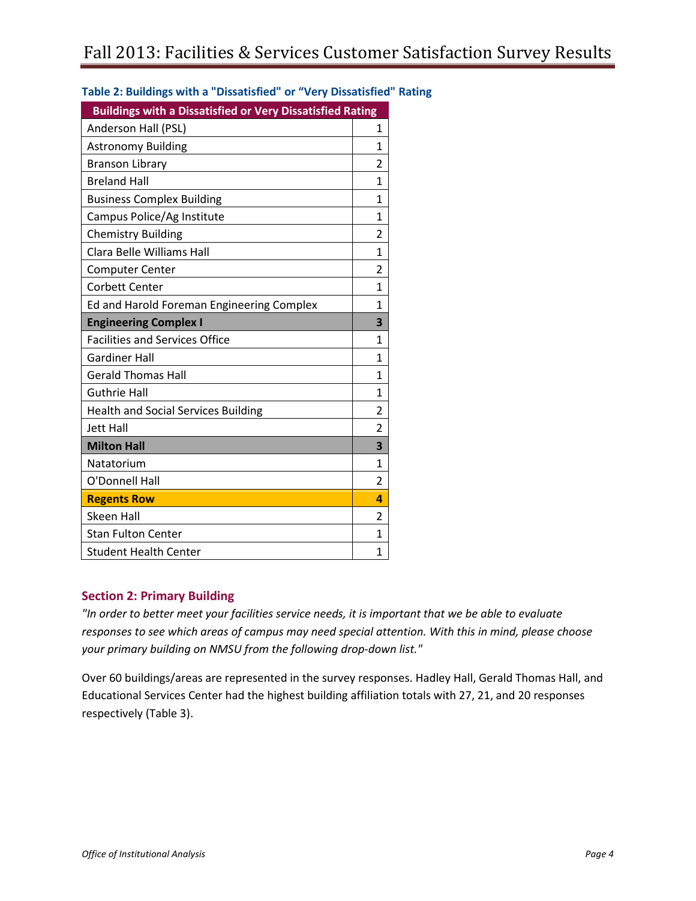**Table 2: Buildings with a "Dissatisfied" or "Very Dissatisfied" Rating**

| Buildings with a Dissatisfied or Very Dissatisfied Rating | |
|---|---|
| Anderson Hall (PSL) | 1 |
| Astronomy Building | 1 |
| Branson Library | 2 |
| Breland Hall | 1 |
| Business Complex Building | 1 |
| Campus Police/Ag Institute | 1 |
| Chemistry Building | 2 |
| Clara Belle Williams Hall | 1 |
| Computer Center | 2 |
| Corbett Center | 1 |
| Ed and Harold Foreman Engineering Complex | 1 |
| **Engineering Complex I** | **3** |
| Facilities and Services Office | 1 |
| Gardiner Hall | 1 |
| Gerald Thomas Hall | 1 |
| Guthrie Hall | 1 |
| Health and Social Services Building | 2 |
| Jett Hall | 2 |
| **Milton Hall** | **3** |
| Natatorium | 1 |
| O'Donnell Hall | 2 |
| **Regents Row** | **4** |
| Skeen Hall | 2 |
| Stan Fulton Center | 1 |
| Student Health Center | 1 |

## Section 2: Primary Building

*"In order to better meet your facilities service needs, it is important that we be able to evaluate responses to see which areas of campus may need special attention. With this in mind, please choose your primary building on NMSU from the following drop-down list."*

Over 60 buildings/areas are represented in the survey responses. Hadley Hall, Gerald Thomas Hall, and Educational Services Center had the highest building affiliation totals with 27, 21, and 20 responses respectively (Table 3).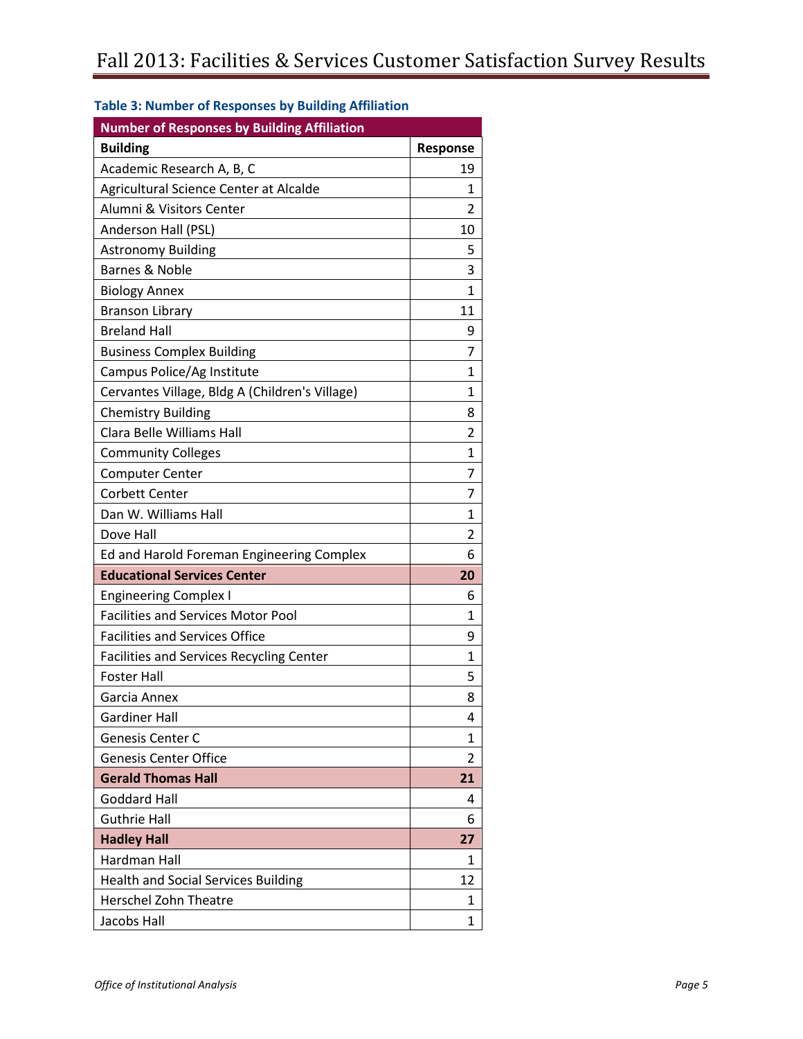**Table 3: Number of Responses by Building Affiliation**

| Number of Responses by Building Affiliation | |
|---|---|
| **Building** | **Response** |
| Academic Research A, B, C | 19 |
| Agricultural Science Center at Alcalde | 1 |
| Alumni & Visitors Center | 2 |
| Anderson Hall (PSL) | 10 |
| Astronomy Building | 5 |
| Barnes & Noble | 3 |
| Biology Annex | 1 |
| Branson Library | 11 |
| Breland Hall | 9 |
| Business Complex Building | 7 |
| Campus Police/Ag Institute | 1 |
| Cervantes Village, Bldg A (Children's Village) | 1 |
| Chemistry Building | 8 |
| Clara Belle Williams Hall | 2 |
| Community Colleges | 1 |
| Computer Center | 7 |
| Corbett Center | 7 |
| Dan W. Williams Hall | 1 |
| Dove Hall | 2 |
| Ed and Harold Foreman Engineering Complex | 6 |
| **Educational Services Center** | **20** |
| Engineering Complex I | 6 |
| Facilities and Services Motor Pool | 1 |
| Facilities and Services Office | 9 |
| Facilities and Services Recycling Center | 1 |
| Foster Hall | 5 |
| Garcia Annex | 8 |
| Gardiner Hall | 4 |
| Genesis Center C | 1 |
| Genesis Center Office | 2 |
| **Gerald Thomas Hall** | **21** |
| Goddard Hall | 4 |
| Guthrie Hall | 6 |
| **Hadley Hall** | **27** |
| Hardman Hall | 1 |
| Health and Social Services Building | 12 |
| Herschel Zohn Theatre | 1 |
| Jacobs Hall | 1 |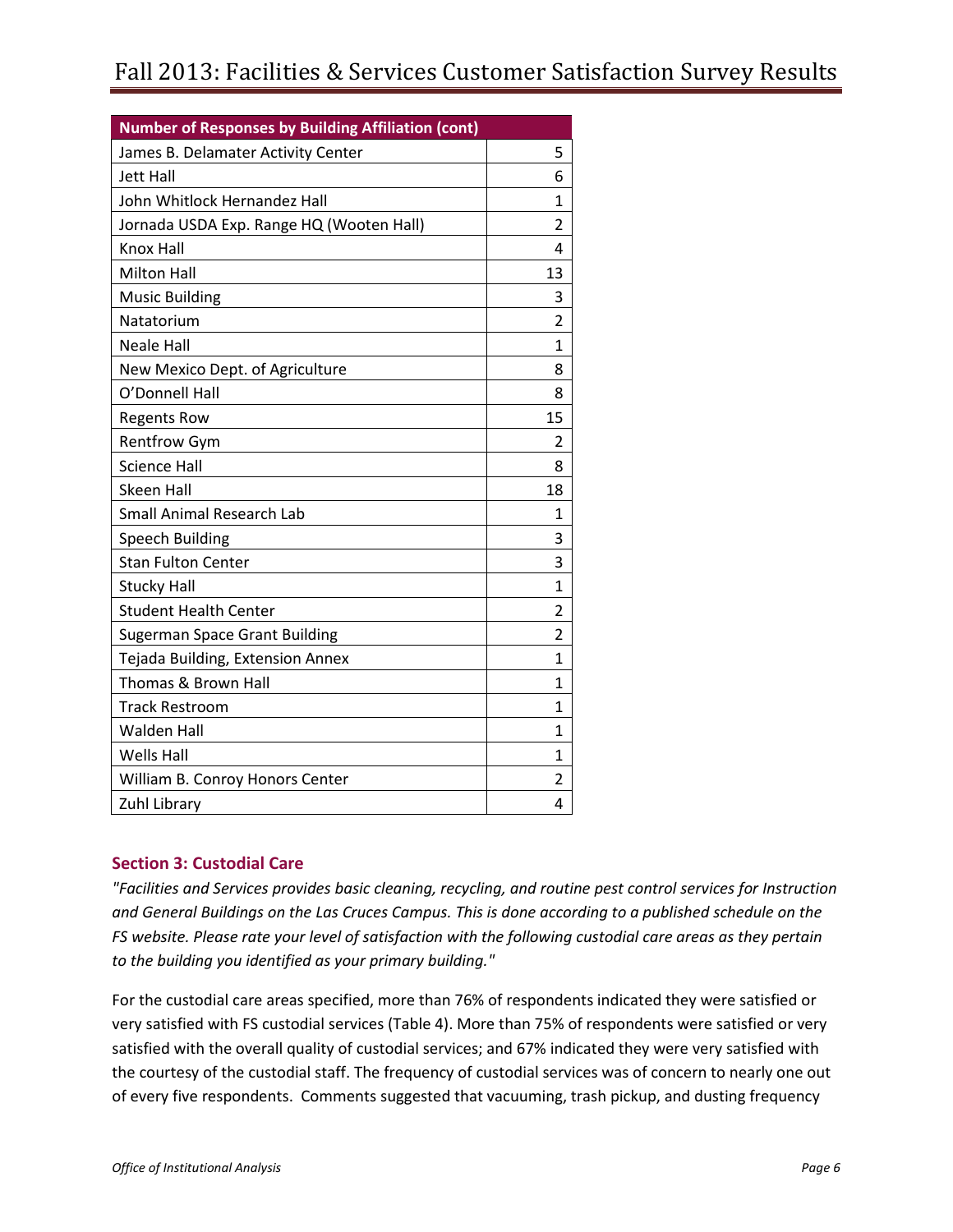| Number of Responses by Building Affiliation (cont) | |
|---|---|
| James B. Delamater Activity Center | 5 |
| Jett Hall | 6 |
| John Whitlock Hernandez Hall | 1 |
| Jornada USDA Exp. Range HQ (Wooten Hall) | 2 |
| Knox Hall | 4 |
| Milton Hall | 13 |
| Music Building | 3 |
| Natatorium | 2 |
| Neale Hall | 1 |
| New Mexico Dept. of Agriculture | 8 |
| O'Donnell Hall | 8 |
| Regents Row | 15 |
| Rentfrow Gym | 2 |
| Science Hall | 8 |
| Skeen Hall | 18 |
| Small Animal Research Lab | 1 |
| Speech Building | 3 |
| Stan Fulton Center | 3 |
| Stucky Hall | 1 |
| Student Health Center | 2 |
| Sugerman Space Grant Building | 2 |
| Tejada Building, Extension Annex | 1 |
| Thomas & Brown Hall | 1 |
| Track Restroom | 1 |
| Walden Hall | 1 |
| Wells Hall | 1 |
| William B. Conroy Honors Center | 2 |
| Zuhl Library | 4 |

### Section 3: Custodial Care

*"Facilities and Services provides basic cleaning, recycling, and routine pest control services for Instruction and General Buildings on the Las Cruces Campus. This is done according to a published schedule on the FS website. Please rate your level of satisfaction with the following custodial care areas as they pertain to the building you identified as your primary building."*

For the custodial care areas specified, more than 76% of respondents indicated they were satisfied or very satisfied with FS custodial services (Table 4). More than 75% of respondents were satisfied or very satisfied with the overall quality of custodial services; and 67% indicated they were very satisfied with the courtesy of the custodial staff. The frequency of custodial services was of concern to nearly one out of every five respondents. Comments suggested that vacuuming, trash pickup, and dusting frequency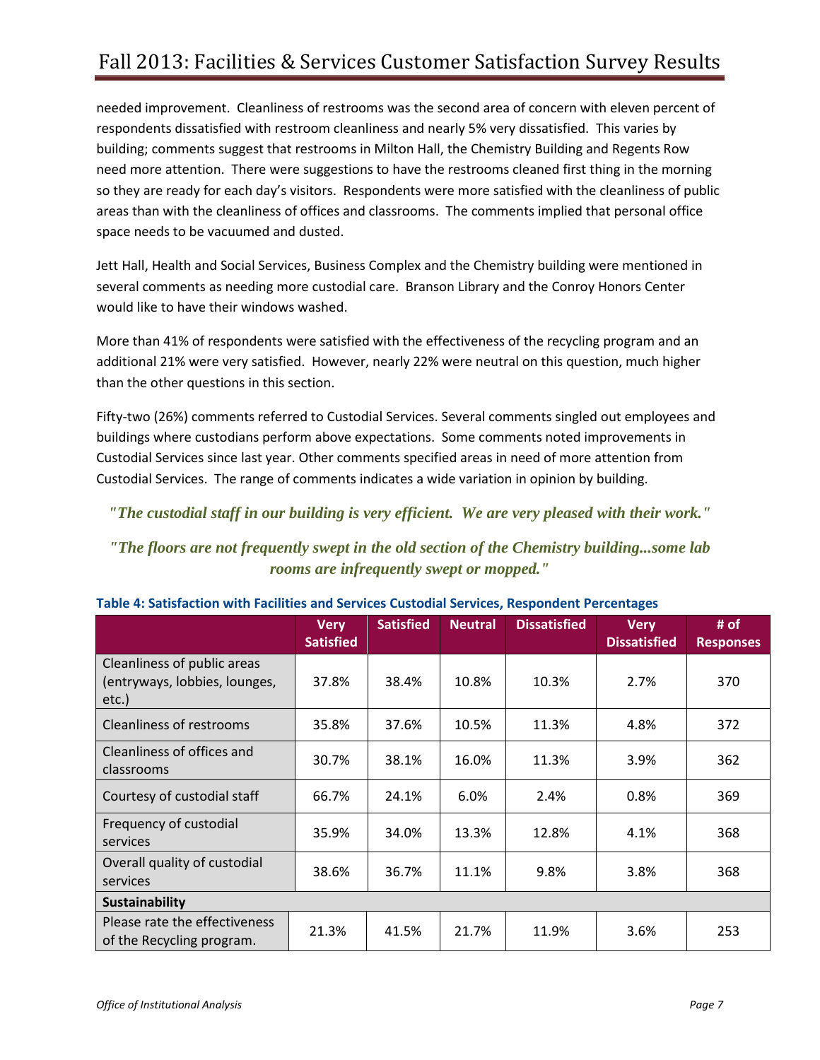needed improvement. Cleanliness of restrooms was the second area of concern with eleven percent of respondents dissatisfied with restroom cleanliness and nearly 5% very dissatisfied. This varies by building; comments suggest that restrooms in Milton Hall, the Chemistry Building and Regents Row need more attention. There were suggestions to have the restrooms cleaned first thing in the morning so they are ready for each day's visitors. Respondents were more satisfied with the cleanliness of public areas than with the cleanliness of offices and classrooms. The comments implied that personal office space needs to be vacuumed and dusted.

Jett Hall, Health and Social Services, Business Complex and the Chemistry building were mentioned in several comments as needing more custodial care. Branson Library and the Conroy Honors Center would like to have their windows washed.

More than 41% of respondents were satisfied with the effectiveness of the recycling program and an additional 21% were very satisfied. However, nearly 22% were neutral on this question, much higher than the other questions in this section.

Fifty-two (26%) comments referred to Custodial Services. Several comments singled out employees and buildings where custodians perform above expectations. Some comments noted improvements in Custodial Services since last year. Other comments specified areas in need of more attention from Custodial Services. The range of comments indicates a wide variation in opinion by building.

***"The custodial staff in our building is very efficient. We are very pleased with their work."***

***"The floors are not frequently swept in the old section of the Chemistry building...some lab rooms are infrequently swept or mopped."***

**Table 4: Satisfaction with Facilities and Services Custodial Services, Respondent Percentages**

| | Very Satisfied | Satisfied | Neutral | Dissatisfied | Very Dissatisfied | # of Responses |
|---|---|---|---|---|---|---|
| Cleanliness of public areas (entryways, lobbies, lounges, etc.) | 37.8% | 38.4% | 10.8% | 10.3% | 2.7% | 370 |
| Cleanliness of restrooms | 35.8% | 37.6% | 10.5% | 11.3% | 4.8% | 372 |
| Cleanliness of offices and classrooms | 30.7% | 38.1% | 16.0% | 11.3% | 3.9% | 362 |
| Courtesy of custodial staff | 66.7% | 24.1% | 6.0% | 2.4% | 0.8% | 369 |
| Frequency of custodial services | 35.9% | 34.0% | 13.3% | 12.8% | 4.1% | 368 |
| Overall quality of custodial services | 38.6% | 36.7% | 11.1% | 9.8% | 3.8% | 368 |
| **Sustainability** | | | | | | |
| Please rate the effectiveness of the Recycling program. | 21.3% | 41.5% | 21.7% | 11.9% | 3.6% | 253 |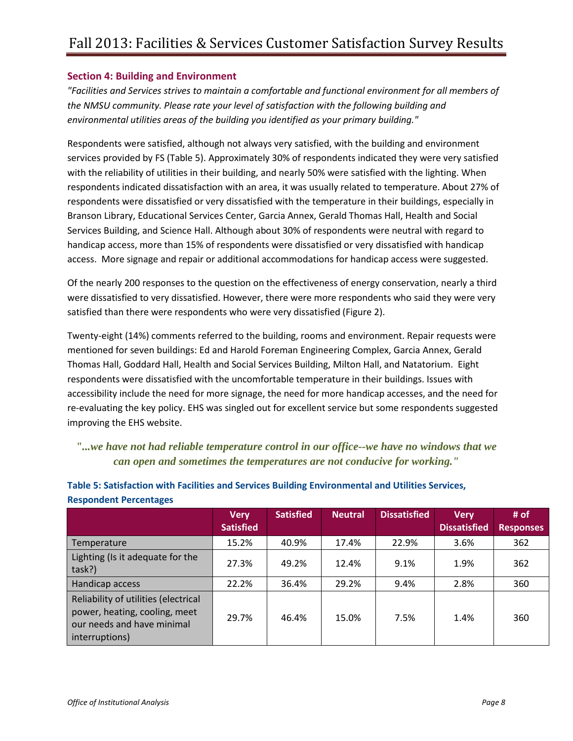## Section 4: Building and Environment

*"Facilities and Services strives to maintain a comfortable and functional environment for all members of the NMSU community. Please rate your level of satisfaction with the following building and environmental utilities areas of the building you identified as your primary building."*

Respondents were satisfied, although not always very satisfied, with the building and environment services provided by FS (Table 5). Approximately 30% of respondents indicated they were very satisfied with the reliability of utilities in their building, and nearly 50% were satisfied with the lighting. When respondents indicated dissatisfaction with an area, it was usually related to temperature. About 27% of respondents were dissatisfied or very dissatisfied with the temperature in their buildings, especially in Branson Library, Educational Services Center, Garcia Annex, Gerald Thomas Hall, Health and Social Services Building, and Science Hall. Although about 30% of respondents were neutral with regard to handicap access, more than 15% of respondents were dissatisfied or very dissatisfied with handicap access. More signage and repair or additional accommodations for handicap access were suggested.

Of the nearly 200 responses to the question on the effectiveness of energy conservation, nearly a third were dissatisfied to very dissatisfied. However, there were more respondents who said they were very satisfied than there were respondents who were very dissatisfied (Figure 2).

Twenty-eight (14%) comments referred to the building, rooms and environment. Repair requests were mentioned for seven buildings: Ed and Harold Foreman Engineering Complex, Garcia Annex, Gerald Thomas Hall, Goddard Hall, Health and Social Services Building, Milton Hall, and Natatorium. Eight respondents were dissatisfied with the uncomfortable temperature in their buildings. Issues with accessibility include the need for more signage, the need for more handicap accesses, and the need for re-evaluating the key policy. EHS was singled out for excellent service but some respondents suggested improving the EHS website.

***"...we have not had reliable temperature control in our office--we have no windows that we can open and sometimes the temperatures are not conducive for working."***

**Table 5: Satisfaction with Facilities and Services Building Environmental and Utilities Services, Respondent Percentages**

| | Very Satisfied | Satisfied | Neutral | Dissatisfied | Very Dissatisfied | # of Responses |
|---|---|---|---|---|---|---|
| Temperature | 15.2% | 40.9% | 17.4% | 22.9% | 3.6% | 362 |
| Lighting (Is it adequate for the task?) | 27.3% | 49.2% | 12.4% | 9.1% | 1.9% | 362 |
| Handicap access | 22.2% | 36.4% | 29.2% | 9.4% | 2.8% | 360 |
| Reliability of utilities (electrical power, heating, cooling, meet our needs and have minimal interruptions) | 29.7% | 46.4% | 15.0% | 7.5% | 1.4% | 360 |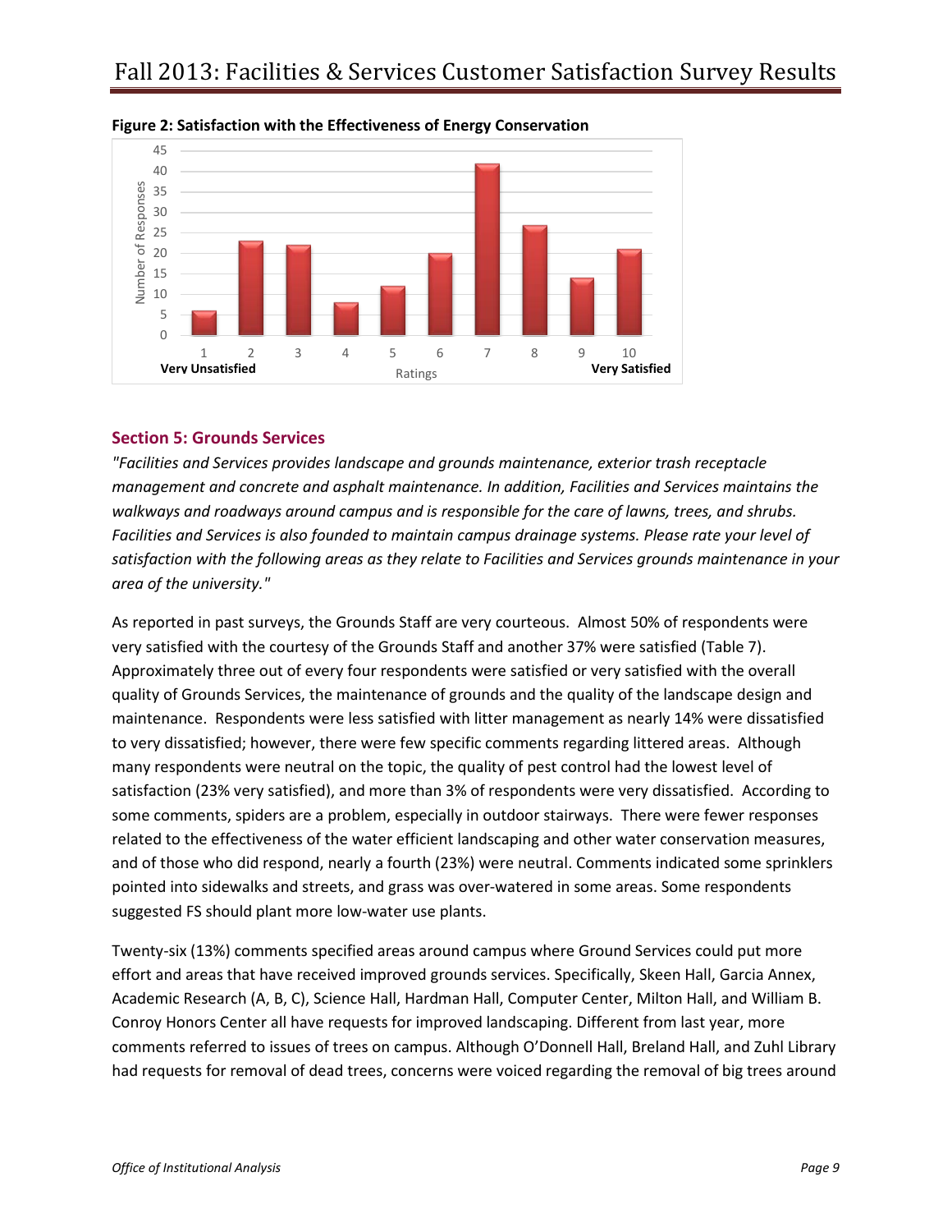**Figure 2: Satisfaction with the Effectiveness of Energy Conservation**

| Rating | Number of Responses |
|---|---|
| 1 (Very Unsatisfied) | 6 |
| 2 | 23 |
| 3 | 22 |
| 4 | 8 |
| 5 | 12 |
| 6 | 20 |
| 7 | 42 |
| 8 | 27 |
| 9 | 14 |
| 10 (Very Satisfied) | 21 |

## Section 5: Grounds Services

*"Facilities and Services provides landscape and grounds maintenance, exterior trash receptacle management and concrete and asphalt maintenance. In addition, Facilities and Services maintains the walkways and roadways around campus and is responsible for the care of lawns, trees, and shrubs. Facilities and Services is also founded to maintain campus drainage systems. Please rate your level of satisfaction with the following areas as they relate to Facilities and Services grounds maintenance in your area of the university."*

As reported in past surveys, the Grounds Staff are very courteous. Almost 50% of respondents were very satisfied with the courtesy of the Grounds Staff and another 37% were satisfied (Table 7). Approximately three out of every four respondents were satisfied or very satisfied with the overall quality of Grounds Services, the maintenance of grounds and the quality of the landscape design and maintenance. Respondents were less satisfied with litter management as nearly 14% were dissatisfied to very dissatisfied; however, there were few specific comments regarding littered areas. Although many respondents were neutral on the topic, the quality of pest control had the lowest level of satisfaction (23% very satisfied), and more than 3% of respondents were very dissatisfied. According to some comments, spiders are a problem, especially in outdoor stairways. There were fewer responses related to the effectiveness of the water efficient landscaping and other water conservation measures, and of those who did respond, nearly a fourth (23%) were neutral. Comments indicated some sprinklers pointed into sidewalks and streets, and grass was over-watered in some areas. Some respondents suggested FS should plant more low-water use plants.

Twenty-six (13%) comments specified areas around campus where Ground Services could put more effort and areas that have received improved grounds services. Specifically, Skeen Hall, Garcia Annex, Academic Research (A, B, C), Science Hall, Hardman Hall, Computer Center, Milton Hall, and William B. Conroy Honors Center all have requests for improved landscaping. Different from last year, more comments referred to issues of trees on campus. Although O'Donnell Hall, Breland Hall, and Zuhl Library had requests for removal of dead trees, concerns were voiced regarding the removal of big trees around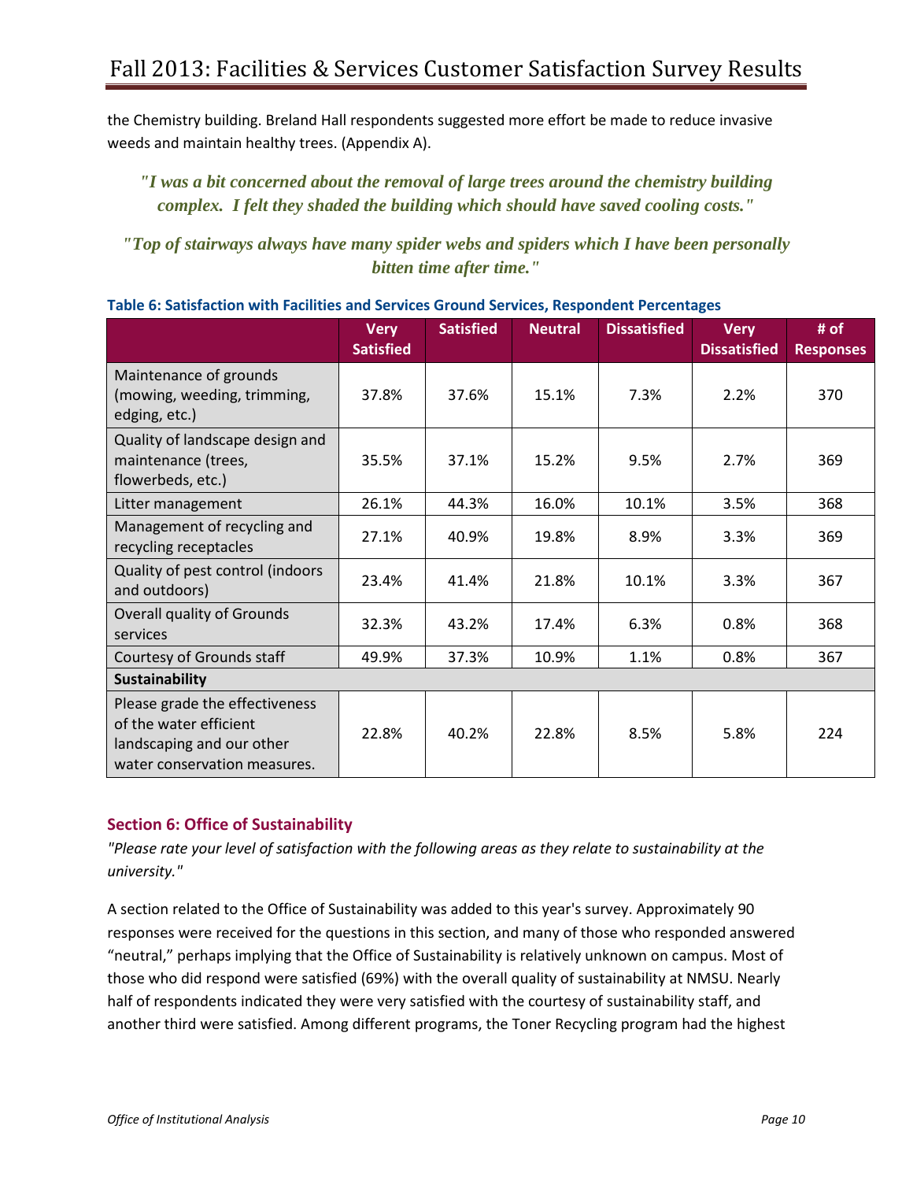the Chemistry building. Breland Hall respondents suggested more effort be made to reduce invasive weeds and maintain healthy trees. (Appendix A).

> ***"I was a bit concerned about the removal of large trees around the chemistry building complex. I felt they shaded the building which should have saved cooling costs."***

> ***"Top of stairways always have many spider webs and spiders which I have been personally bitten time after time."***

**Table 6: Satisfaction with Facilities and Services Ground Services, Respondent Percentages**

| | Very Satisfied | Satisfied | Neutral | Dissatisfied | Very Dissatisfied | # of Responses |
|---|---|---|---|---|---|---|
| Maintenance of grounds (mowing, weeding, trimming, edging, etc.) | 37.8% | 37.6% | 15.1% | 7.3% | 2.2% | 370 |
| Quality of landscape design and maintenance (trees, flowerbeds, etc.) | 35.5% | 37.1% | 15.2% | 9.5% | 2.7% | 369 |
| Litter management | 26.1% | 44.3% | 16.0% | 10.1% | 3.5% | 368 |
| Management of recycling and recycling receptacles | 27.1% | 40.9% | 19.8% | 8.9% | 3.3% | 369 |
| Quality of pest control (indoors and outdoors) | 23.4% | 41.4% | 21.8% | 10.1% | 3.3% | 367 |
| Overall quality of Grounds services | 32.3% | 43.2% | 17.4% | 6.3% | 0.8% | 368 |
| Courtesy of Grounds staff | 49.9% | 37.3% | 10.9% | 1.1% | 0.8% | 367 |
| **Sustainability** | | | | | | |
| Please grade the effectiveness of the water efficient landscaping and our other water conservation measures. | 22.8% | 40.2% | 22.8% | 8.5% | 5.8% | 224 |

## Section 6: Office of Sustainability

*"Please rate your level of satisfaction with the following areas as they relate to sustainability at the university."*

A section related to the Office of Sustainability was added to this year's survey. Approximately 90 responses were received for the questions in this section, and many of those who responded answered "neutral," perhaps implying that the Office of Sustainability is relatively unknown on campus. Most of those who did respond were satisfied (69%) with the overall quality of sustainability at NMSU. Nearly half of respondents indicated they were very satisfied with the courtesy of sustainability staff, and another third were satisfied. Among different programs, the Toner Recycling program had the highest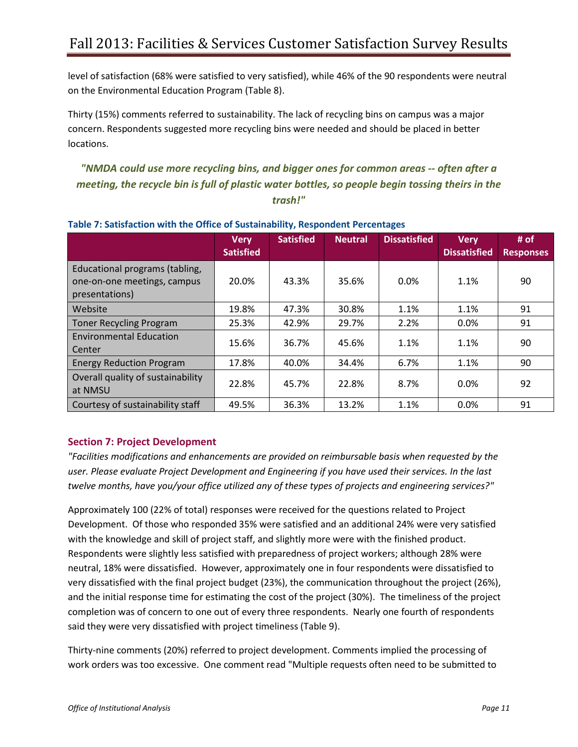level of satisfaction (68% were satisfied to very satisfied), while 46% of the 90 respondents were neutral on the Environmental Education Program (Table 8).

Thirty (15%) comments referred to sustainability. The lack of recycling bins on campus was a major concern. Respondents suggested more recycling bins were needed and should be placed in better locations.

***"NMDA could use more recycling bins, and bigger ones for common areas -- often after a meeting, the recycle bin is full of plastic water bottles, so people begin tossing theirs in the trash!"***

**Table 7: Satisfaction with the Office of Sustainability, Respondent Percentages**

| | Very Satisfied | Satisfied | Neutral | Dissatisfied | Very Dissatisfied | # of Responses |
|---|---|---|---|---|---|---|
| Educational programs (tabling, one-on-one meetings, campus presentations) | 20.0% | 43.3% | 35.6% | 0.0% | 1.1% | 90 |
| Website | 19.8% | 47.3% | 30.8% | 1.1% | 1.1% | 91 |
| Toner Recycling Program | 25.3% | 42.9% | 29.7% | 2.2% | 0.0% | 91 |
| Environmental Education Center | 15.6% | 36.7% | 45.6% | 1.1% | 1.1% | 90 |
| Energy Reduction Program | 17.8% | 40.0% | 34.4% | 6.7% | 1.1% | 90 |
| Overall quality of sustainability at NMSU | 22.8% | 45.7% | 22.8% | 8.7% | 0.0% | 92 |
| Courtesy of sustainability staff | 49.5% | 36.3% | 13.2% | 1.1% | 0.0% | 91 |

## Section 7: Project Development

*"Facilities modifications and enhancements are provided on reimbursable basis when requested by the user. Please evaluate Project Development and Engineering if you have used their services. In the last twelve months, have you/your office utilized any of these types of projects and engineering services?"*

Approximately 100 (22% of total) responses were received for the questions related to Project Development. Of those who responded 35% were satisfied and an additional 24% were very satisfied with the knowledge and skill of project staff, and slightly more were with the finished product. Respondents were slightly less satisfied with preparedness of project workers; although 28% were neutral, 18% were dissatisfied. However, approximately one in four respondents were dissatisfied to very dissatisfied with the final project budget (23%), the communication throughout the project (26%), and the initial response time for estimating the cost of the project (30%). The timeliness of the project completion was of concern to one out of every three respondents. Nearly one fourth of respondents said they were very dissatisfied with project timeliness (Table 9).

Thirty-nine comments (20%) referred to project development. Comments implied the processing of work orders was too excessive. One comment read "Multiple requests often need to be submitted to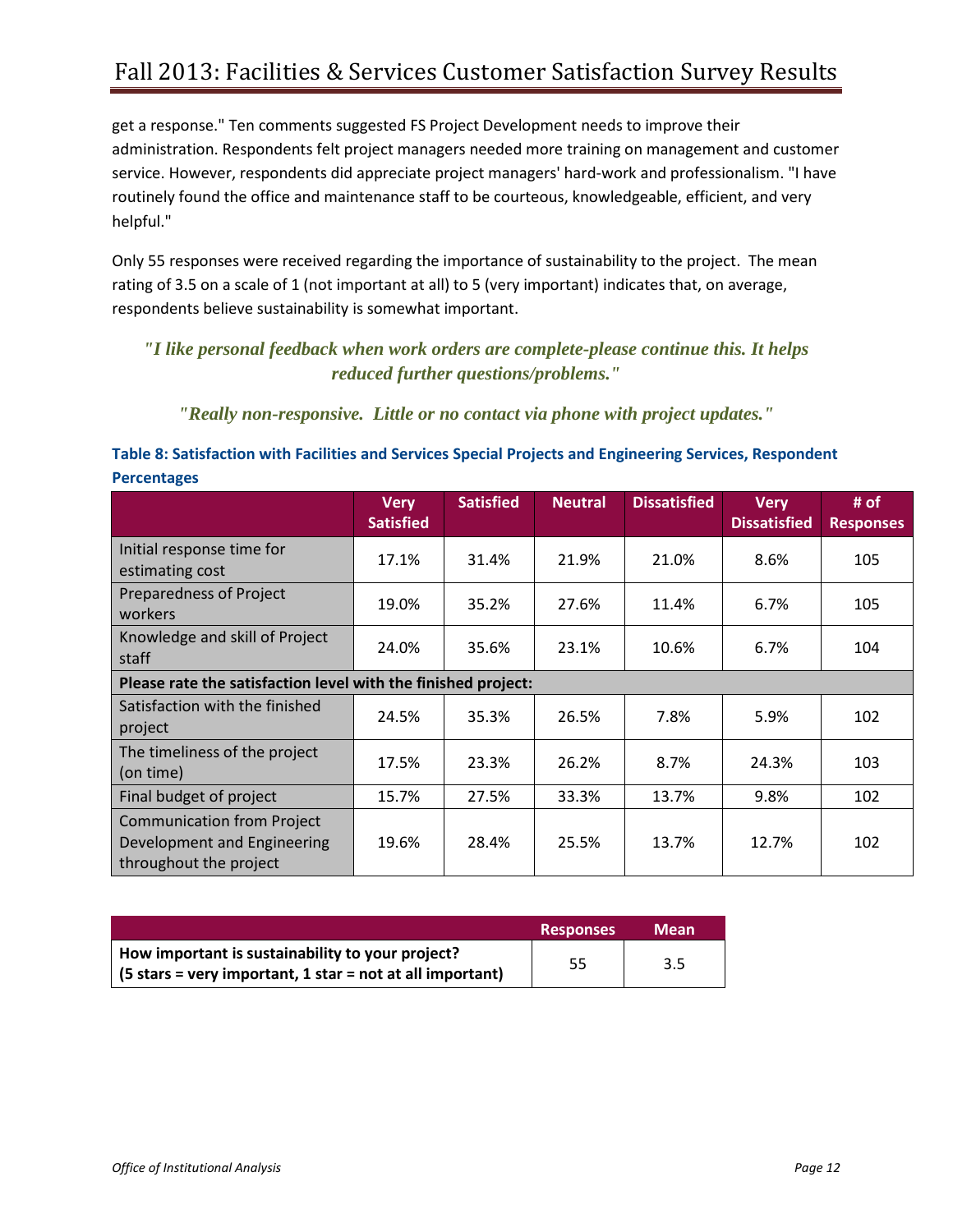get a response." Ten comments suggested FS Project Development needs to improve their administration. Respondents felt project managers needed more training on management and customer service. However, respondents did appreciate project managers' hard-work and professionalism. "I have routinely found the office and maintenance staff to be courteous, knowledgeable, efficient, and very helpful."

Only 55 responses were received regarding the importance of sustainability to the project. The mean rating of 3.5 on a scale of 1 (not important at all) to 5 (very important) indicates that, on average, respondents believe sustainability is somewhat important.

> ***"I like personal feedback when work orders are complete-please continue this. It helps reduced further questions/problems."***

> ***"Really non-responsive. Little or no contact via phone with project updates."***

**Table 8: Satisfaction with Facilities and Services Special Projects and Engineering Services, Respondent Percentages**

| | Very Satisfied | Satisfied | Neutral | Dissatisfied | Very Dissatisfied | # of Responses |
|---|---|---|---|---|---|---|
| Initial response time for estimating cost | 17.1% | 31.4% | 21.9% | 21.0% | 8.6% | 105 |
| Preparedness of Project workers | 19.0% | 35.2% | 27.6% | 11.4% | 6.7% | 105 |
| Knowledge and skill of Project staff | 24.0% | 35.6% | 23.1% | 10.6% | 6.7% | 104 |
| **Please rate the satisfaction level with the finished project:** | | | | | | |
| Satisfaction with the finished project | 24.5% | 35.3% | 26.5% | 7.8% | 5.9% | 102 |
| The timeliness of the project (on time) | 17.5% | 23.3% | 26.2% | 8.7% | 24.3% | 103 |
| Final budget of project | 15.7% | 27.5% | 33.3% | 13.7% | 9.8% | 102 |
| Communication from Project Development and Engineering throughout the project | 19.6% | 28.4% | 25.5% | 13.7% | 12.7% | 102 |

| | Responses | Mean |
|---|---|---|
| **How important is sustainability to your project? (5 stars = very important, 1 star = not at all important)** | 55 | 3.5 |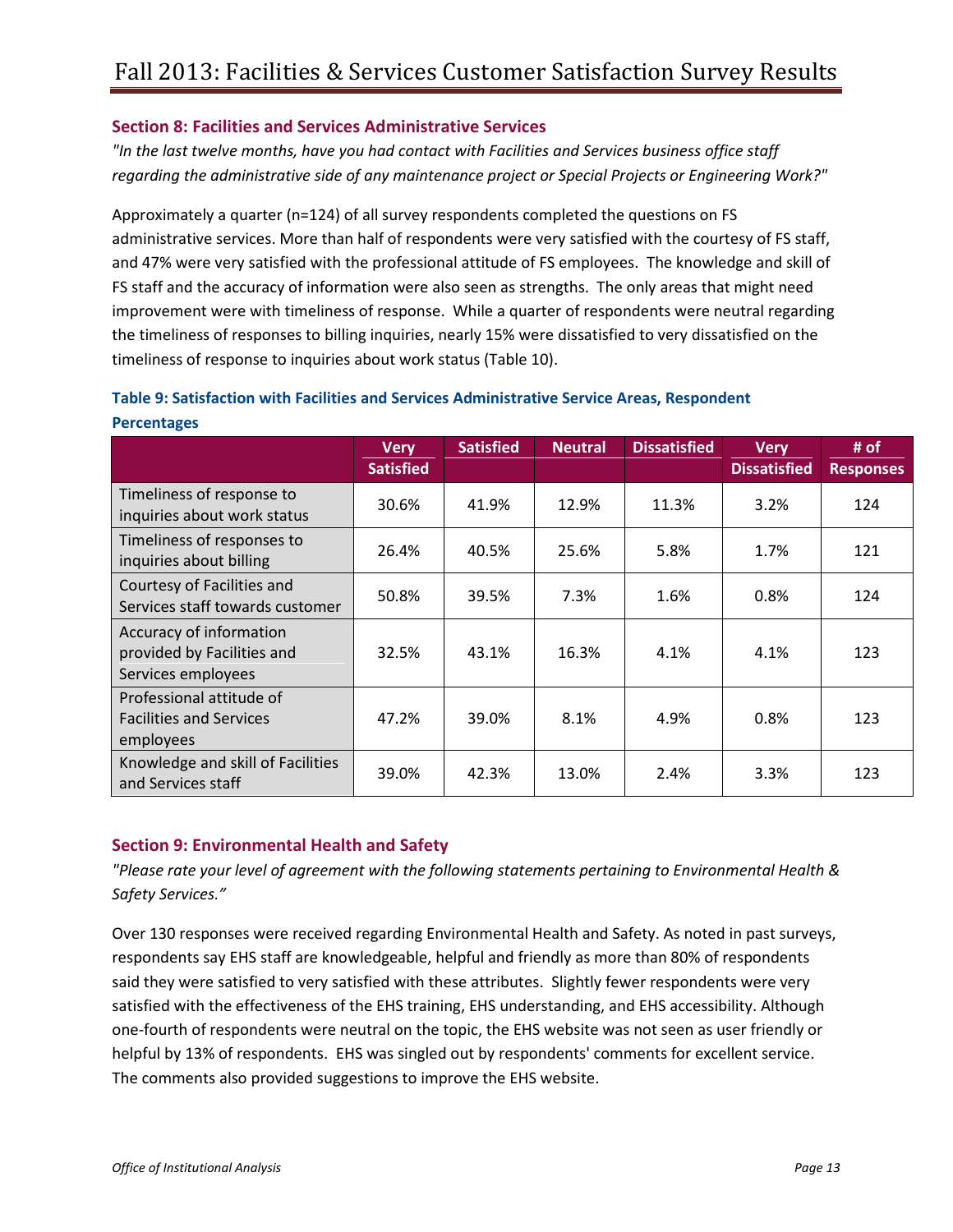### Section 8: Facilities and Services Administrative Services

*"In the last twelve months, have you had contact with Facilities and Services business office staff regarding the administrative side of any maintenance project or Special Projects or Engineering Work?"*

Approximately a quarter (n=124) of all survey respondents completed the questions on FS administrative services. More than half of respondents were very satisfied with the courtesy of FS staff, and 47% were very satisfied with the professional attitude of FS employees. The knowledge and skill of FS staff and the accuracy of information were also seen as strengths. The only areas that might need improvement were with timeliness of response. While a quarter of respondents were neutral regarding the timeliness of responses to billing inquiries, nearly 15% were dissatisfied to very dissatisfied on the timeliness of response to inquiries about work status (Table 10).

**Table 9: Satisfaction with Facilities and Services Administrative Service Areas, Respondent Percentages**

| | Very Satisfied | Satisfied | Neutral | Dissatisfied | Very Dissatisfied | # of Responses |
|---|---|---|---|---|---|---|
| Timeliness of response to inquiries about work status | 30.6% | 41.9% | 12.9% | 11.3% | 3.2% | 124 |
| Timeliness of responses to inquiries about billing | 26.4% | 40.5% | 25.6% | 5.8% | 1.7% | 121 |
| Courtesy of Facilities and Services staff towards customer | 50.8% | 39.5% | 7.3% | 1.6% | 0.8% | 124 |
| Accuracy of information provided by Facilities and Services employees | 32.5% | 43.1% | 16.3% | 4.1% | 4.1% | 123 |
| Professional attitude of Facilities and Services employees | 47.2% | 39.0% | 8.1% | 4.9% | 0.8% | 123 |
| Knowledge and skill of Facilities and Services staff | 39.0% | 42.3% | 13.0% | 2.4% | 3.3% | 123 |

### Section 9: Environmental Health and Safety

*"Please rate your level of agreement with the following statements pertaining to Environmental Health & Safety Services."*

Over 130 responses were received regarding Environmental Health and Safety. As noted in past surveys, respondents say EHS staff are knowledgeable, helpful and friendly as more than 80% of respondents said they were satisfied to very satisfied with these attributes. Slightly fewer respondents were very satisfied with the effectiveness of the EHS training, EHS understanding, and EHS accessibility. Although one-fourth of respondents were neutral on the topic, the EHS website was not seen as user friendly or helpful by 13% of respondents. EHS was singled out by respondents' comments for excellent service. The comments also provided suggestions to improve the EHS website.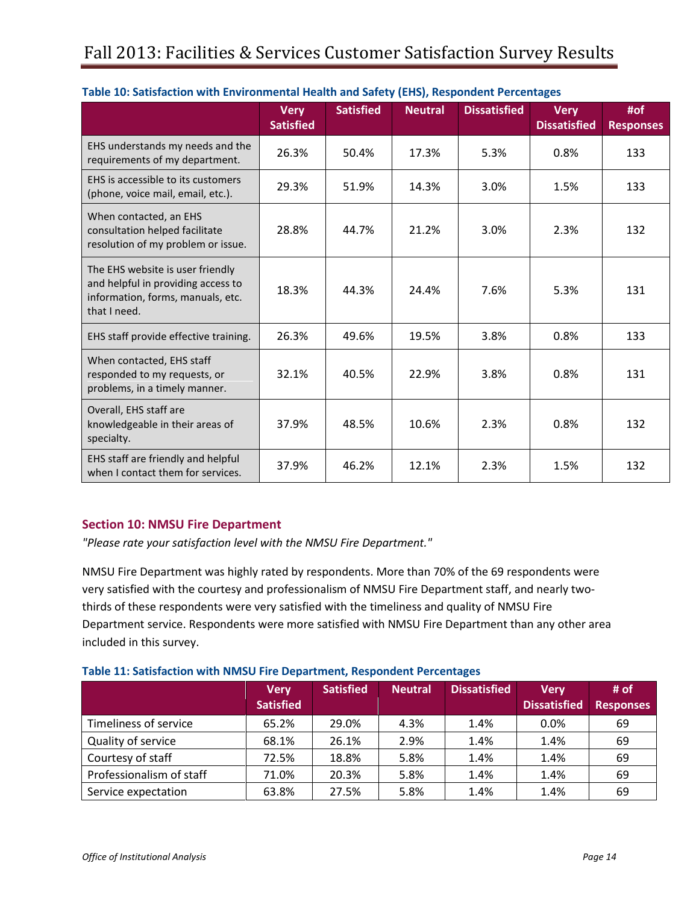**Table 10: Satisfaction with Environmental Health and Safety (EHS), Respondent Percentages**

| | Very Satisfied | Satisfied | Neutral | Dissatisfied | Very Dissatisfied | #of Responses |
|---|---|---|---|---|---|---|
| EHS understands my needs and the requirements of my department. | 26.3% | 50.4% | 17.3% | 5.3% | 0.8% | 133 |
| EHS is accessible to its customers (phone, voice mail, email, etc.). | 29.3% | 51.9% | 14.3% | 3.0% | 1.5% | 133 |
| When contacted, an EHS consultation helped facilitate resolution of my problem or issue. | 28.8% | 44.7% | 21.2% | 3.0% | 2.3% | 132 |
| The EHS website is user friendly and helpful in providing access to information, forms, manuals, etc. that I need. | 18.3% | 44.3% | 24.4% | 7.6% | 5.3% | 131 |
| EHS staff provide effective training. | 26.3% | 49.6% | 19.5% | 3.8% | 0.8% | 133 |
| When contacted, EHS staff responded to my requests, or problems, in a timely manner. | 32.1% | 40.5% | 22.9% | 3.8% | 0.8% | 131 |
| Overall, EHS staff are knowledgeable in their areas of specialty. | 37.9% | 48.5% | 10.6% | 2.3% | 0.8% | 132 |
| EHS staff are friendly and helpful when I contact them for services. | 37.9% | 46.2% | 12.1% | 2.3% | 1.5% | 132 |

## Section 10: NMSU Fire Department

*"Please rate your satisfaction level with the NMSU Fire Department."*

NMSU Fire Department was highly rated by respondents. More than 70% of the 69 respondents were very satisfied with the courtesy and professionalism of NMSU Fire Department staff, and nearly two-thirds of these respondents were very satisfied with the timeliness and quality of NMSU Fire Department service. Respondents were more satisfied with NMSU Fire Department than any other area included in this survey.

**Table 11: Satisfaction with NMSU Fire Department, Respondent Percentages**

| | Very Satisfied | Satisfied | Neutral | Dissatisfied | Very Dissatisfied | # of Responses |
|---|---|---|---|---|---|---|
| Timeliness of service | 65.2% | 29.0% | 4.3% | 1.4% | 0.0% | 69 |
| Quality of service | 68.1% | 26.1% | 2.9% | 1.4% | 1.4% | 69 |
| Courtesy of staff | 72.5% | 18.8% | 5.8% | 1.4% | 1.4% | 69 |
| Professionalism of staff | 71.0% | 20.3% | 5.8% | 1.4% | 1.4% | 69 |
| Service expectation | 63.8% | 27.5% | 5.8% | 1.4% | 1.4% | 69 |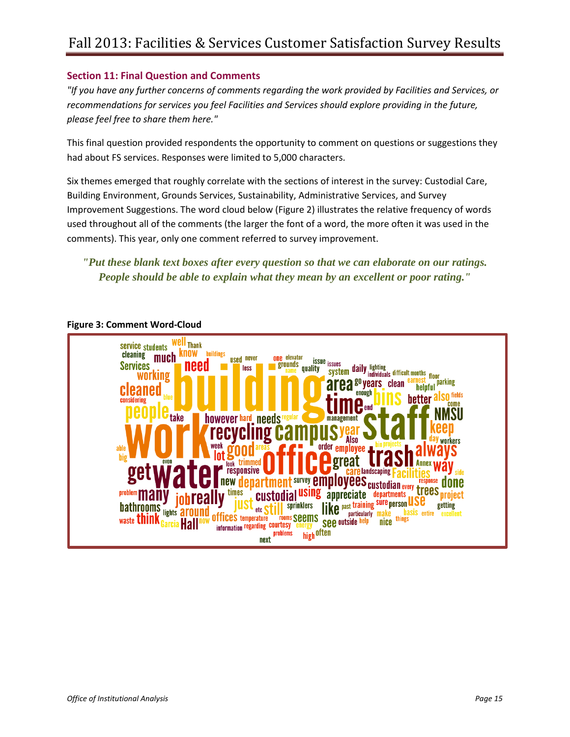## Section 11: Final Question and Comments

*"If you have any further concerns of comments regarding the work provided by Facilities and Services, or recommendations for services you feel Facilities and Services should explore providing in the future, please feel free to share them here."*

This final question provided respondents the opportunity to comment on questions or suggestions they had about FS services. Responses were limited to 5,000 characters.

Six themes emerged that roughly correlate with the sections of interest in the survey: Custodial Care, Building Environment, Grounds Services, Sustainability, Administrative Services, and Survey Improvement Suggestions. The word cloud below (Figure 2) illustrates the relative frequency of words used throughout all of the comments (the larger the font of a word, the more often it was used in the comments). This year, only one comment referred to survey improvement.

***"Put these blank text boxes after every question so that we can elaborate on our ratings. People should be able to explain what they mean by an excellent or poor rating."***

**Figure 3: Comment Word-Cloud**

service students well Thank cleaning much know buildings used never one elevator issue issues Services need less grounds name quality system daily lighting individuals difficult months floor working area go years clean earnest helpful parking cleaned building enough bins better also fields considering blue time end staff come people take however hard needs regular management NMSU keep work recycling campus year day workers able week areas Also bin projects always big good order employee lot trimmed office great trash Annex even look responsive care landscaping Facilities way side get water new department survey employees custodian every response done problem many times using trees project job really just custodial appreciate departments bathrooms lights etc still sprinklers like past training sure person use getting around rooms seems particularly make basis entire excellent waste think Garcia Hall now offices temperature regarding courtesy energy see outside help nice things information problems high often next